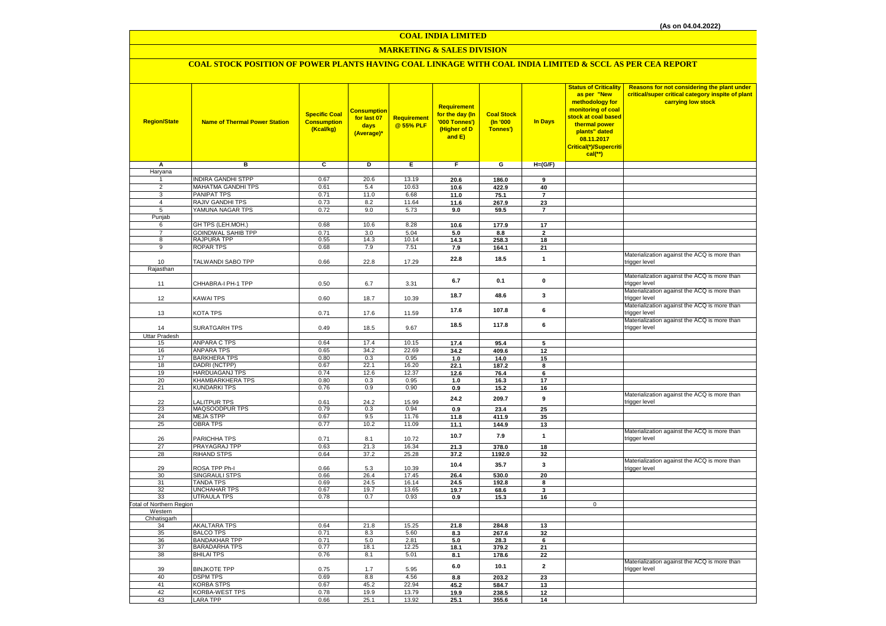(As on 04.04.2022)

# COAL INDIA LIMITED

## MARKETING & SALES DIVISION

### COAL STOCK POSITION OF POWER PLANTS HAVING COAL LINKAGE WITH COAL INDIA LIMITED & SCCL AS PER CEA REPORT

| Region/State | Name of Thermal Power Station | Specific Coal Consumption (Kcal/kg) | Consumption for last 07 days (Average)* | Requirement @ 55% PLF | Requirement for the day (In '000 Tonnes') (Higher of D and E) | Coal Stock (In '000 Tonnes') | In Days | Status of Criticality as per "New methodology for monitoring of coal stock at coal based thermal power plants" dated 08.11.2017 Critical(*)/Supercritical(**) | Reasons for not considering the plant under critical/super critical category inspite of plant carrying low stock |
|---|---|---|---|---|---|---|---|---|---|
| A | B | C | D | E | F | G | H=(G/F) | | |
| Haryana | | | | | | | | | |
| 1 | INDIRA GANDHI STPP | 0.67 | 20.6 | 13.19 | 20.6 | 186.0 | 9 | | |
| 2 | MAHATMA GANDHI TPS | 0.61 | 5.4 | 10.63 | 10.6 | 422.9 | 40 | | |
| 3 | PANIPAT TPS | 0.71 | 11.0 | 6.68 | 11.0 | 75.1 | 7 | | |
| 4 | RAJIV GANDHI TPS | 0.73 | 8.2 | 11.64 | 11.6 | 267.9 | 23 | | |
| 5 | YAMUNA NAGAR TPS | 0.72 | 9.0 | 5.73 | 9.0 | 59.5 | 7 | | |
| Punjab | | | | | | | | | |
| 6 | GH TPS (LEH.MOH.) | 0.68 | 10.6 | 8.28 | 10.6 | 177.9 | 17 | | |
| 7 | GOINDWAL SAHIB TPP | 0.71 | 3.0 | 5.04 | 5.0 | 8.8 | 2 | | |
| 8 | RAJPURA TPP | 0.55 | 14.3 | 10.14 | 14.3 | 258.3 | 18 | | |
| 9 | ROPAR TPS | 0.68 | 7.9 | 7.51 | 7.9 | 164.1 | 21 | | |
| 10 | TALWANDI SABO TPP | 0.66 | 22.8 | 17.29 | 22.8 | 18.5 | 1 | | Materialization against the ACQ is more than trigger level |
| Rajasthan | | | | | | | | | |
| 11 | CHHABRA-I PH-1 TPP | 0.50 | 6.7 | 3.31 | 6.7 | 0.1 | 0 | | Materialization against the ACQ is more than trigger level |
| 12 | KAWAI TPS | 0.60 | 18.7 | 10.39 | 18.7 | 48.6 | 3 | | Materialization against the ACQ is more than trigger level |
| 13 | KOTA TPS | 0.71 | 17.6 | 11.59 | 17.6 | 107.8 | 6 | | Materialization against the ACQ is more than trigger level |
| 14 | SURATGARH TPS | 0.49 | 18.5 | 9.67 | 18.5 | 117.8 | 6 | | Materialization against the ACQ is more than trigger level |
| Uttar Pradesh | | | | | | | | | |
| 15 | ANPARA C TPS | 0.64 | 17.4 | 10.15 | 17.4 | 95.4 | 5 | | |
| 16 | ANPARA TPS | 0.65 | 34.2 | 22.69 | 34.2 | 409.6 | 12 | | |
| 17 | BARKHERA TPS | 0.80 | 0.3 | 0.95 | 1.0 | 14.0 | 15 | | |
| 18 | DADRI (NCTPP) | 0.67 | 22.1 | 16.20 | 22.1 | 187.2 | 8 | | |
| 19 | HARDUAGANJ TPS | 0.74 | 12.6 | 12.37 | 12.6 | 76.4 | 6 | | |
| 20 | KHAMBARKHERA TPS | 0.80 | 0.3 | 0.95 | 1.0 | 16.3 | 17 | | |
| 21 | KUNDARKI TPS | 0.76 | 0.9 | 0.90 | 0.9 | 15.2 | 16 | | |
| 22 | LALITPUR TPS | 0.61 | 24.2 | 15.99 | 24.2 | 209.7 | 9 | | Materialization against the ACQ is more than trigger level |
| 23 | MAQSOODPUR TPS | 0.79 | 0.3 | 0.94 | 0.9 | 23.4 | 25 | | |
| 24 | MEJA STPP | 0.67 | 9.5 | 11.76 | 11.8 | 411.9 | 35 | | |
| 25 | OBRA TPS | 0.77 | 10.2 | 11.09 | 11.1 | 144.9 | 13 | | |
| 26 | PARICHHA TPS | 0.71 | 8.1 | 10.72 | 10.7 | 7.9 | 1 | | Materialization against the ACQ is more than trigger level |
| 27 | PRAYAGRAJ TPP | 0.63 | 21.3 | 16.34 | 21.3 | 378.0 | 18 | | |
| 28 | RIHAND STPS | 0.64 | 37.2 | 25.28 | 37.2 | 1192.0 | 32 | | |
| 29 | ROSA TPP Ph-I | 0.66 | 5.3 | 10.39 | 10.4 | 35.7 | 3 | | Materialization against the ACQ is more than trigger level |
| 30 | SINGRAULI STPS | 0.66 | 26.4 | 17.45 | 26.4 | 530.0 | 20 | | |
| 31 | TANDA TPS | 0.69 | 24.5 | 16.14 | 24.5 | 192.8 | 8 | | |
| 32 | UNCHAHAR TPS | 0.67 | 19.7 | 13.65 | 19.7 | 68.6 | 3 | | |
| 33 | UTRAULA TPS | 0.78 | 0.7 | 0.93 | 0.9 | 15.3 | 16 | | |
| Total of Northern Region | | | | | | | | 0 | |
| Western | | | | | | | | | |
| Chhatisgarh | | | | | | | | | |
| 34 | AKALTARA TPS | 0.64 | 21.8 | 15.25 | 21.8 | 284.8 | 13 | | |
| 35 | BALCO TPS | 0.71 | 8.3 | 5.60 | 8.3 | 267.6 | 32 | | |
| 36 | BANDAKHAR TPP | 0.71 | 5.0 | 2.81 | 5.0 | 28.3 | 6 | | |
| 37 | BARADARHA TPS | 0.77 | 18.1 | 12.25 | 18.1 | 379.2 | 21 | | |
| 38 | BHILAI TPS | 0.76 | 8.1 | 5.01 | 8.1 | 178.6 | 22 | | |
| 39 | BINJKOTE TPP | 0.75 | 1.7 | 5.95 | 6.0 | 10.1 | 2 | | Materialization against the ACQ is more than trigger level |
| 40 | DSPM TPS | 0.69 | 8.8 | 4.56 | 8.8 | 203.2 | 23 | | |
| 41 | KORBA STPS | 0.67 | 45.2 | 22.94 | 45.2 | 584.7 | 13 | | |
| 42 | KORBA-WEST TPS | 0.78 | 19.9 | 13.79 | 19.9 | 238.5 | 12 | | |
| 43 | LARA TPP | 0.66 | 25.1 | 13.92 | 25.1 | 355.6 | 14 | | |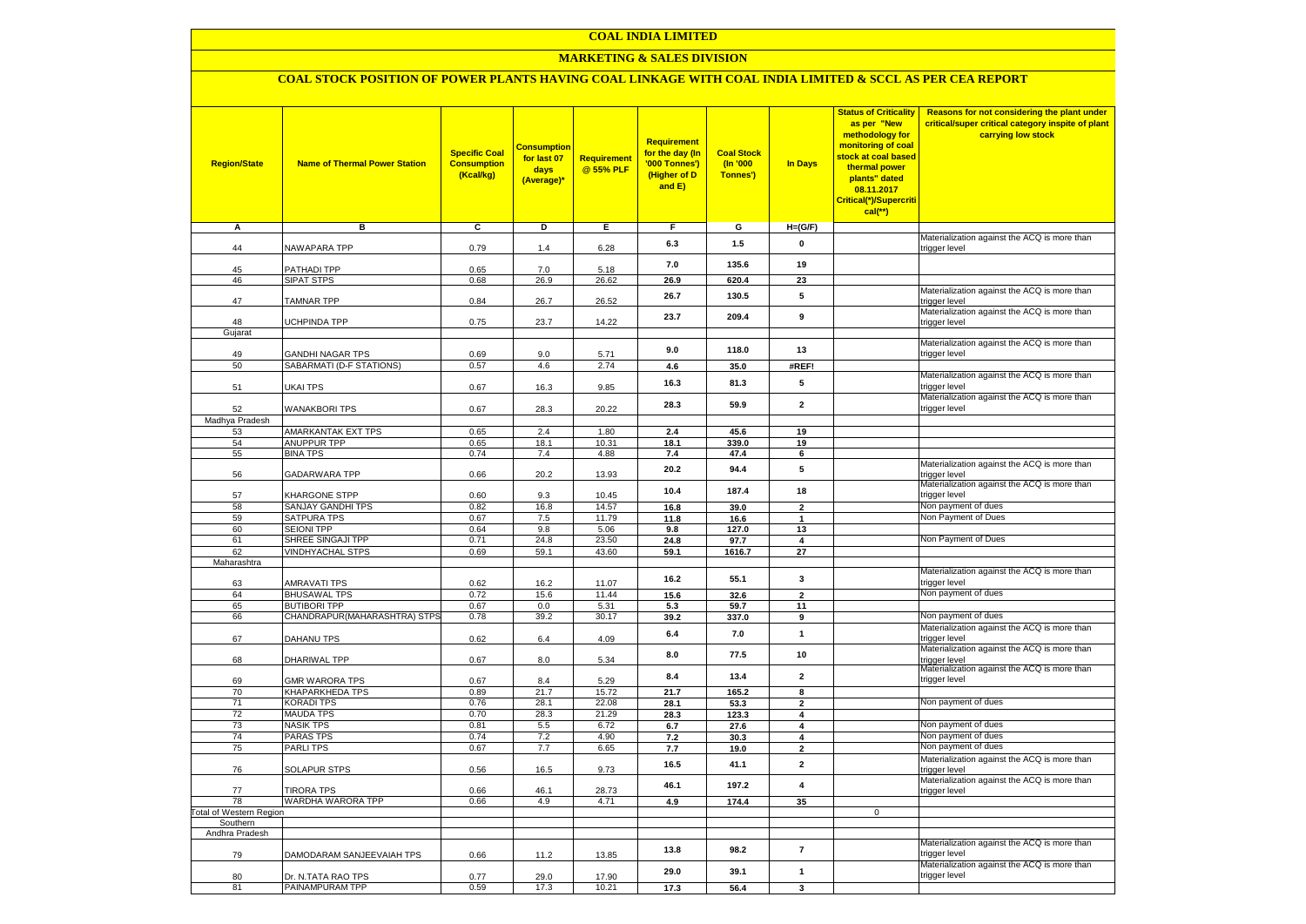# COAL INDIA LIMITED

## MARKETING & SALES DIVISION

### COAL STOCK POSITION OF POWER PLANTS HAVING COAL LINKAGE WITH COAL INDIA LIMITED & SCCL AS PER CEA REPORT

| Region/State | Name of Thermal Power Station | Specific Coal Consumption (Kcal/kg) | Consumption for last 07 days (Average)* | Requirement @ 55% PLF | Requirement for the day (In '000 Tonnes') (Higher of D and E) | Coal Stock (In '000 Tonnes') | In Days | Status of Criticality as per "New methodology for monitoring of coal stock at coal based thermal power plants" dated 08.11.2017 Critical(*)/Supercritical(**) | Reasons for not considering the plant under critical/super critical category inspite of plant carrying low stock |
|---|---|---|---|---|---|---|---|---|---|
| A | B | C | D | E | F | G | H=(G/F) | | |
| 44 | NAWAPARA TPP | 0.79 | 1.4 | 6.28 | 6.3 | 1.5 | 0 | | Materialization against the ACQ is more than trigger level |
| 45 | PATHADI TPP | 0.65 | 7.0 | 5.18 | 7.0 | 135.6 | 19 | | |
| 46 | SIPAT STPS | 0.68 | 26.9 | 26.62 | 26.9 | 620.4 | 23 | | |
| 47 | TAMNAR TPP | 0.84 | 26.7 | 26.52 | 26.7 | 130.5 | 5 | | Materialization against the ACQ is more than trigger level |
| 48 | UCHPINDA TPP | 0.75 | 23.7 | 14.22 | 23.7 | 209.4 | 9 | | Materialization against the ACQ is more than trigger level |
| Gujarat | | | | | | | | | |
| 49 | GANDHI NAGAR TPS | 0.69 | 9.0 | 5.71 | 9.0 | 118.0 | 13 | | Materialization against the ACQ is more than trigger level |
| 50 | SABARMATI (D-F STATIONS) | 0.57 | 4.6 | 2.74 | 4.6 | 35.0 | #REF! | | |
| 51 | UKAI TPS | 0.67 | 16.3 | 9.85 | 16.3 | 81.3 | 5 | | Materialization against the ACQ is more than trigger level |
| 52 | WANAKBORI TPS | 0.67 | 28.3 | 20.22 | 28.3 | 59.9 | 2 | | Materialization against the ACQ is more than trigger level |
| Madhya Pradesh | | | | | | | | | |
| 53 | AMARKANTAK EXT TPS | 0.65 | 2.4 | 1.80 | 2.4 | 45.6 | 19 | | |
| 54 | ANUPPUR TPP | 0.65 | 18.1 | 10.31 | 18.1 | 339.0 | 19 | | |
| 55 | BINA TPS | 0.74 | 7.4 | 4.88 | 7.4 | 47.4 | 6 | | |
| 56 | GADARWARA TPP | 0.66 | 20.2 | 13.93 | 20.2 | 94.4 | 5 | | Materialization against the ACQ is more than trigger level |
| 57 | KHARGONE STPP | 0.60 | 9.3 | 10.45 | 10.4 | 187.4 | 18 | | Materialization against the ACQ is more than trigger level |
| 58 | SANJAY GANDHI TPS | 0.82 | 16.8 | 14.57 | 16.8 | 39.0 | 2 | | Non payment of dues |
| 59 | SATPURA TPS | 0.67 | 7.5 | 11.79 | 11.8 | 16.6 | 1 | | Non Payment of Dues |
| 60 | SEIONI TPP | 0.64 | 9.8 | 5.06 | 9.8 | 127.0 | 13 | | |
| 61 | SHREE SINGAJI TPP | 0.71 | 24.8 | 23.50 | 24.8 | 97.7 | 4 | | Non Payment of Dues |
| 62 | VINDHYACHAL STPS | 0.69 | 59.1 | 43.60 | 59.1 | 1616.7 | 27 | | |
| Maharashtra | | | | | | | | | |
| 63 | AMRAVATI TPS | 0.62 | 16.2 | 11.07 | 16.2 | 55.1 | 3 | | Materialization against the ACQ is more than trigger level |
| 64 | BHUSAWAL TPS | 0.72 | 15.6 | 11.44 | 15.6 | 32.6 | 2 | | Non payment of dues |
| 65 | BUTIBORI TPP | 0.67 | 0.0 | 5.31 | 5.3 | 59.7 | 11 | | |
| 66 | CHANDRAPUR(MAHARASHTRA) STPS | 0.78 | 39.2 | 30.17 | 39.2 | 337.0 | 9 | | Non payment of dues |
| 67 | DAHANU TPS | 0.62 | 6.4 | 4.09 | 6.4 | 7.0 | 1 | | Materialization against the ACQ is more than trigger level |
| 68 | DHARIWAL TPP | 0.67 | 8.0 | 5.34 | 8.0 | 77.5 | 10 | | Materialization against the ACQ is more than trigger level |
| 69 | GMR WARORA TPS | 0.67 | 8.4 | 5.29 | 8.4 | 13.4 | 2 | | Materialization against the ACQ is more than trigger level |
| 70 | KHAPARKHEDA TPS | 0.89 | 21.7 | 15.72 | 21.7 | 165.2 | 8 | | |
| 71 | KORADI TPS | 0.76 | 28.1 | 22.08 | 28.1 | 53.3 | 2 | | Non payment of dues |
| 72 | MAUDA TPS | 0.70 | 28.3 | 21.29 | 28.3 | 123.3 | 4 | | |
| 73 | NASIK TPS | 0.81 | 5.5 | 6.72 | 6.7 | 27.6 | 4 | | Non payment of dues |
| 74 | PARAS TPS | 0.74 | 7.2 | 4.90 | 7.2 | 30.3 | 4 | | Non payment of dues |
| 75 | PARLI TPS | 0.67 | 7.7 | 6.65 | 7.7 | 19.0 | 2 | | Non payment of dues |
| 76 | SOLAPUR STPS | 0.56 | 16.5 | 9.73 | 16.5 | 41.1 | 2 | | Materialization against the ACQ is more than trigger level |
| 77 | TIRORA TPS | 0.66 | 46.1 | 28.73 | 46.1 | 197.2 | 4 | | Materialization against the ACQ is more than trigger level |
| 78 | WARDHA WARORA TPP | 0.66 | 4.9 | 4.71 | 4.9 | 174.4 | 35 | | |
| Total of Western Region | | | | | | | | 0 | |
| Southern | | | | | | | | | |
| Andhra Pradesh | | | | | | | | | |
| 79 | DAMODARAM SANJEEVAIAH TPS | 0.66 | 11.2 | 13.85 | 13.8 | 98.2 | 7 | | Materialization against the ACQ is more than trigger level |
| 80 | Dr. N.TATA RAO TPS | 0.77 | 29.0 | 17.90 | 29.0 | 39.1 | 1 | | Materialization against the ACQ is more than trigger level |
| 81 | PAINAMPURAM TPP | 0.59 | 17.3 | 10.21 | 17.3 | 56.4 | 3 | | |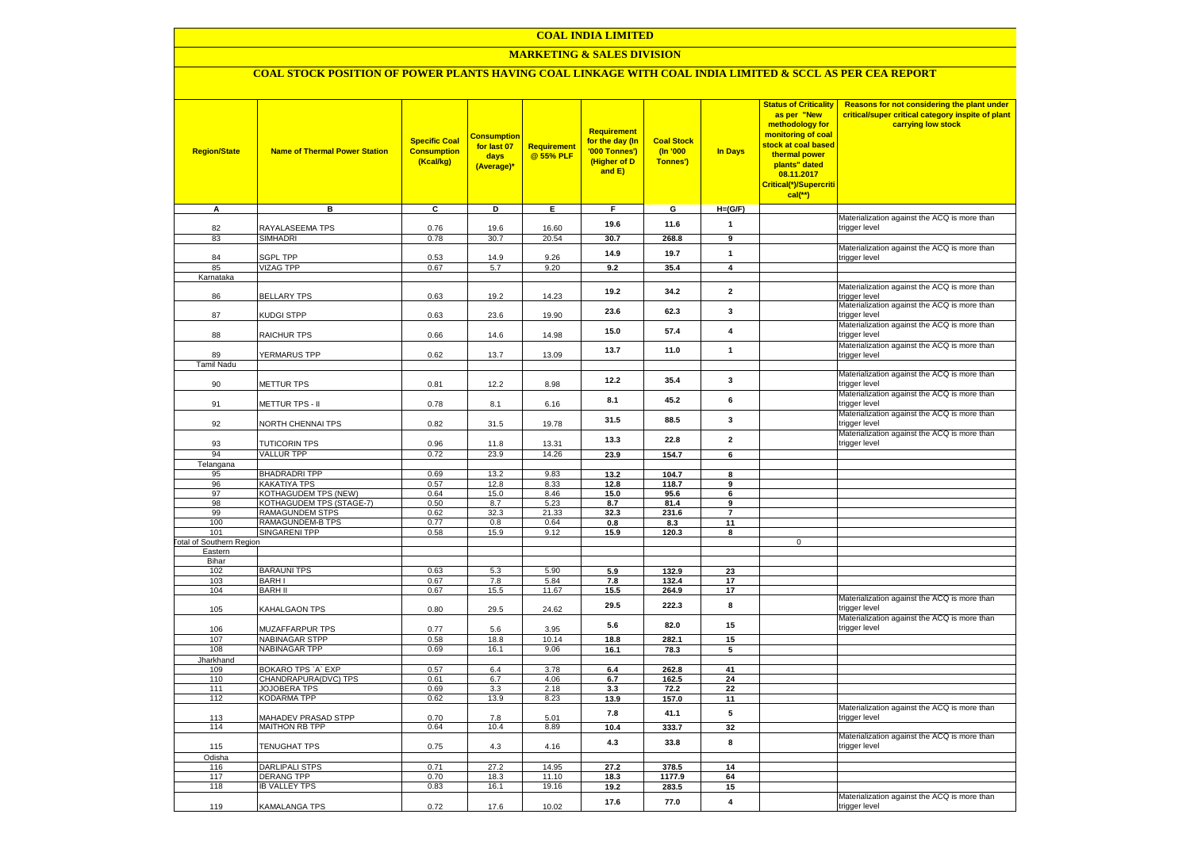# COAL INDIA LIMITED

## MARKETING & SALES DIVISION

### COAL STOCK POSITION OF POWER PLANTS HAVING COAL LINKAGE WITH COAL INDIA LIMITED & SCCL AS PER CEA REPORT

| Region/State | Name of Thermal Power Station | Specific Coal Consumption (Kcal/kg) | Consumption for last 07 days (Average)* | Requirement @ 55% PLF | Requirement for the day (In '000 Tonnes') (Higher of D and E) | Coal Stock (In '000 Tonnes') | In Days | Status of Criticality as per "New methodology for monitoring of coal stock at coal based thermal power plants" dated 08.11.2017 Critical(*)/Supercritical(**) | Reasons for not considering the plant under critical/super critical category inspite of plant carrying low stock |
|---|---|---|---|---|---|---|---|---|---|
| A | B | C | D | E | F | G | H=(G/F) | | |
| 82 | RAYALASEEMA TPS | 0.76 | 19.6 | 16.60 | 19.6 | 11.6 | 1 | | Materialization against the ACQ is more than trigger level |
| 83 | SIMHADRI | 0.78 | 30.7 | 20.54 | 30.7 | 268.8 | 9 | | |
| 84 | SGPL TPP | 0.53 | 14.9 | 9.26 | 14.9 | 19.7 | 1 | | Materialization against the ACQ is more than trigger level |
| 85 | VIZAG TPP | 0.67 | 5.7 | 9.20 | 9.2 | 35.4 | 4 | | |
| Karnataka | | | | | | | | | |
| 86 | BELLARY TPS | 0.63 | 19.2 | 14.23 | 19.2 | 34.2 | 2 | | Materialization against the ACQ is more than trigger level |
| 87 | KUDGI STPP | 0.63 | 23.6 | 19.90 | 23.6 | 62.3 | 3 | | Materialization against the ACQ is more than trigger level |
| 88 | RAICHUR TPS | 0.66 | 14.6 | 14.98 | 15.0 | 57.4 | 4 | | Materialization against the ACQ is more than trigger level |
| 89 | YERMARUS TPP | 0.62 | 13.7 | 13.09 | 13.7 | 11.0 | 1 | | Materialization against the ACQ is more than trigger level |
| Tamil Nadu | | | | | | | | | |
| 90 | METTUR TPS | 0.81 | 12.2 | 8.98 | 12.2 | 35.4 | 3 | | Materialization against the ACQ is more than trigger level |
| 91 | METTUR TPS - II | 0.78 | 8.1 | 6.16 | 8.1 | 45.2 | 6 | | Materialization against the ACQ is more than trigger level |
| 92 | NORTH CHENNAI TPS | 0.82 | 31.5 | 19.78 | 31.5 | 88.5 | 3 | | Materialization against the ACQ is more than trigger level |
| 93 | TUTICORIN TPS | 0.96 | 11.8 | 13.31 | 13.3 | 22.8 | 2 | | Materialization against the ACQ is more than trigger level |
| 94 | VALLUR TPP | 0.72 | 23.9 | 14.26 | 23.9 | 154.7 | 6 | | |
| Telangana | | | | | | | | | |
| 95 | BHADRADRI TPP | 0.69 | 13.2 | 9.83 | 13.2 | 104.7 | 8 | | |
| 96 | KAKATIYA TPS | 0.57 | 12.8 | 8.33 | 12.8 | 118.7 | 9 | | |
| 97 | KOTHAGUDEM TPS (NEW) | 0.64 | 15.0 | 8.46 | 15.0 | 95.6 | 6 | | |
| 98 | KOTHAGUDEM TPS (STAGE-7) | 0.50 | 8.7 | 5.23 | 8.7 | 81.4 | 9 | | |
| 99 | RAMAGUNDEM STPS | 0.62 | 32.3 | 21.33 | 32.3 | 231.6 | 7 | | |
| 100 | RAMAGUNDEM-B TPS | 0.77 | 0.8 | 0.64 | 0.8 | 8.3 | 11 | | |
| 101 | SINGARENI TPP | 0.58 | 15.9 | 9.12 | 15.9 | 120.3 | 8 | | |
| Total of Southern Region | | | | | | | | 0 | |
| Eastern | | | | | | | | | |
| Bihar | | | | | | | | | |
| 102 | BARAUNI TPS | 0.63 | 5.3 | 5.90 | 5.9 | 132.9 | 23 | | |
| 103 | BARH I | 0.67 | 7.8 | 5.84 | 7.8 | 132.4 | 17 | | |
| 104 | BARH II | 0.67 | 15.5 | 11.67 | 15.5 | 264.9 | 17 | | |
| 105 | KAHALGAON TPS | 0.80 | 29.5 | 24.62 | 29.5 | 222.3 | 8 | | Materialization against the ACQ is more than trigger level |
| 106 | MUZAFFARPUR TPS | 0.77 | 5.6 | 3.95 | 5.6 | 82.0 | 15 | | Materialization against the ACQ is more than trigger level |
| 107 | NABINAGAR STPP | 0.58 | 18.8 | 10.14 | 18.8 | 282.1 | 15 | | |
| 108 | NABINAGAR TPP | 0.69 | 16.1 | 9.06 | 16.1 | 78.3 | 5 | | |
| Jharkhand | | | | | | | | | |
| 109 | BOKARO TPS `A` EXP | 0.57 | 6.4 | 3.78 | 6.4 | 262.8 | 41 | | |
| 110 | CHANDRAPURA(DVC) TPS | 0.61 | 6.7 | 4.06 | 6.7 | 162.5 | 24 | | |
| 111 | JOJOBERA TPS | 0.69 | 3.3 | 2.18 | 3.3 | 72.2 | 22 | | |
| 112 | KODARMA TPP | 0.62 | 13.9 | 8.23 | 13.9 | 157.0 | 11 | | |
| 113 | MAHADEV PRASAD STPP | 0.70 | 7.8 | 5.01 | 7.8 | 41.1 | 5 | | Materialization against the ACQ is more than trigger level |
| 114 | MAITHON RB TPP | 0.64 | 10.4 | 8.89 | 10.4 | 333.7 | 32 | | |
| 115 | TENUGHAT TPS | 0.75 | 4.3 | 4.16 | 4.3 | 33.8 | 8 | | Materialization against the ACQ is more than trigger level |
| Odisha | | | | | | | | | |
| 116 | DARLIPALI STPS | 0.71 | 27.2 | 14.95 | 27.2 | 378.5 | 14 | | |
| 117 | DERANG TPP | 0.70 | 18.3 | 11.10 | 18.3 | 1177.9 | 64 | | |
| 118 | IB VALLEY TPS | 0.83 | 16.1 | 19.16 | 19.2 | 283.5 | 15 | | |
| 119 | KAMALANGA TPS | 0.72 | 17.6 | 10.02 | 17.6 | 77.0 | 4 | | Materialization against the ACQ is more than trigger level |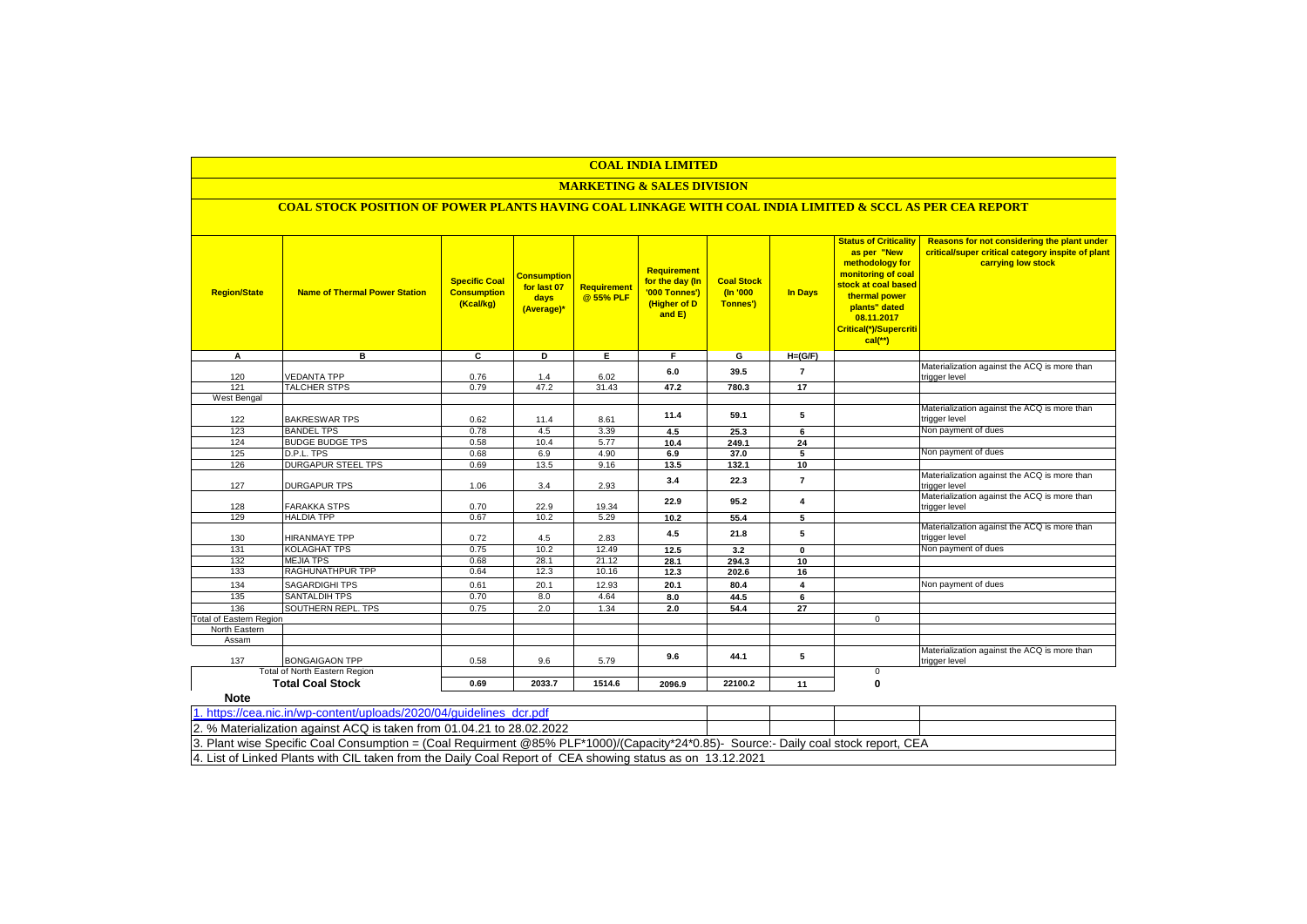# COAL INDIA LIMITED

## MARKETING & SALES DIVISION

### COAL STOCK POSITION OF POWER PLANTS HAVING COAL LINKAGE WITH COAL INDIA LIMITED & SCCL AS PER CEA REPORT

| Region/State | Name of Thermal Power Station | Specific Coal Consumption (Kcal/kg) | Consumption for last 07 days (Average)* | Requirement @ 55% PLF | Requirement for the day (In '000 Tonnes') (Higher of D and E) | Coal Stock (In '000 Tonnes') | In Days | Status of Criticality as per "New methodology for monitoring of coal stock at coal based thermal power plants" dated 08.11.2017 Critical(*)/Supercritical(**) | Reasons for not considering the plant under critical/super critical category inspite of plant carrying low stock |
|---|---|---|---|---|---|---|---|---|---|
| A | B | C | D | E | F | G | H=(G/F) | | |
| 120 | VEDANTA TPP | 0.76 | 1.4 | 6.02 | 6.0 | 39.5 | 7 | | Materialization against the ACQ is more than trigger level |
| 121 | TALCHER STPS | 0.79 | 47.2 | 31.43 | 47.2 | 780.3 | 17 | | |
| West Bengal | | | | | | | | | |
| 122 | BAKRESWAR TPS | 0.62 | 11.4 | 8.61 | 11.4 | 59.1 | 5 | | Materialization against the ACQ is more than trigger level |
| 123 | BANDEL TPS | 0.78 | 4.5 | 3.39 | 4.5 | 25.3 | 6 | | Non payment of dues |
| 124 | BUDGE BUDGE TPS | 0.58 | 10.4 | 5.77 | 10.4 | 249.1 | 24 | | |
| 125 | D.P.L. TPS | 0.68 | 6.9 | 4.90 | 6.9 | 37.0 | 5 | | Non payment of dues |
| 126 | DURGAPUR STEEL TPS | 0.69 | 13.5 | 9.16 | 13.5 | 132.1 | 10 | | |
| 127 | DURGAPUR TPS | 1.06 | 3.4 | 2.93 | 3.4 | 22.3 | 7 | | Materialization against the ACQ is more than trigger level |
| 128 | FARAKKA STPS | 0.70 | 22.9 | 19.34 | 22.9 | 95.2 | 4 | | Materialization against the ACQ is more than trigger level |
| 129 | HALDIA TPP | 0.67 | 10.2 | 5.29 | 10.2 | 55.4 | 5 | | |
| 130 | HIRANMAYE TPP | 0.72 | 4.5 | 2.83 | 4.5 | 21.8 | 5 | | Materialization against the ACQ is more than trigger level |
| 131 | KOLAGHAT TPS | 0.75 | 10.2 | 12.49 | 12.5 | 3.2 | 0 | | Non payment of dues |
| 132 | MEJIA TPS | 0.68 | 28.1 | 21.12 | 28.1 | 294.3 | 10 | | |
| 133 | RAGHUNATHPUR TPP | 0.64 | 12.3 | 10.16 | 12.3 | 202.6 | 16 | | |
| 134 | SAGARDIGHI TPS | 0.61 | 20.1 | 12.93 | 20.1 | 80.4 | 4 | | Non payment of dues |
| 135 | SANTALDIH TPS | 0.70 | 8.0 | 4.64 | 8.0 | 44.5 | 6 | | |
| 136 | SOUTHERN REPL. TPS | 0.75 | 2.0 | 1.34 | 2.0 | 54.4 | 27 | | |
| Total of Eastern Region | | | | | | | | 0 | |
| North Eastern | | | | | | | | | |
| Assam | | | | | | | | | |
| 137 | BONGAIGAON TPP | 0.58 | 9.6 | 5.79 | 9.6 | 44.1 | 5 | | Materialization against the ACQ is more than trigger level |
| Total of North Eastern Region | | | | | | | | 0 | |
| Total Coal Stock | | 0.69 | 2033.7 | 1514.6 | 2096.9 | 22100.2 | 11 | 0 | |

**Note**

1. https://cea.nic.in/wp-content/uploads/2020/04/guidelines_dcr.pdf
2. % Materialization against ACQ is taken from 01.04.21 to 28.02.2022
3. Plant wise Specific Coal Consumption = (Coal Requirment @85% PLF*1000)/(Capacity*24*0.85)- Source:- Daily coal stock report, CEA
4. List of Linked Plants with CIL taken from the Daily Coal Report of CEA showing status as on 13.12.2021